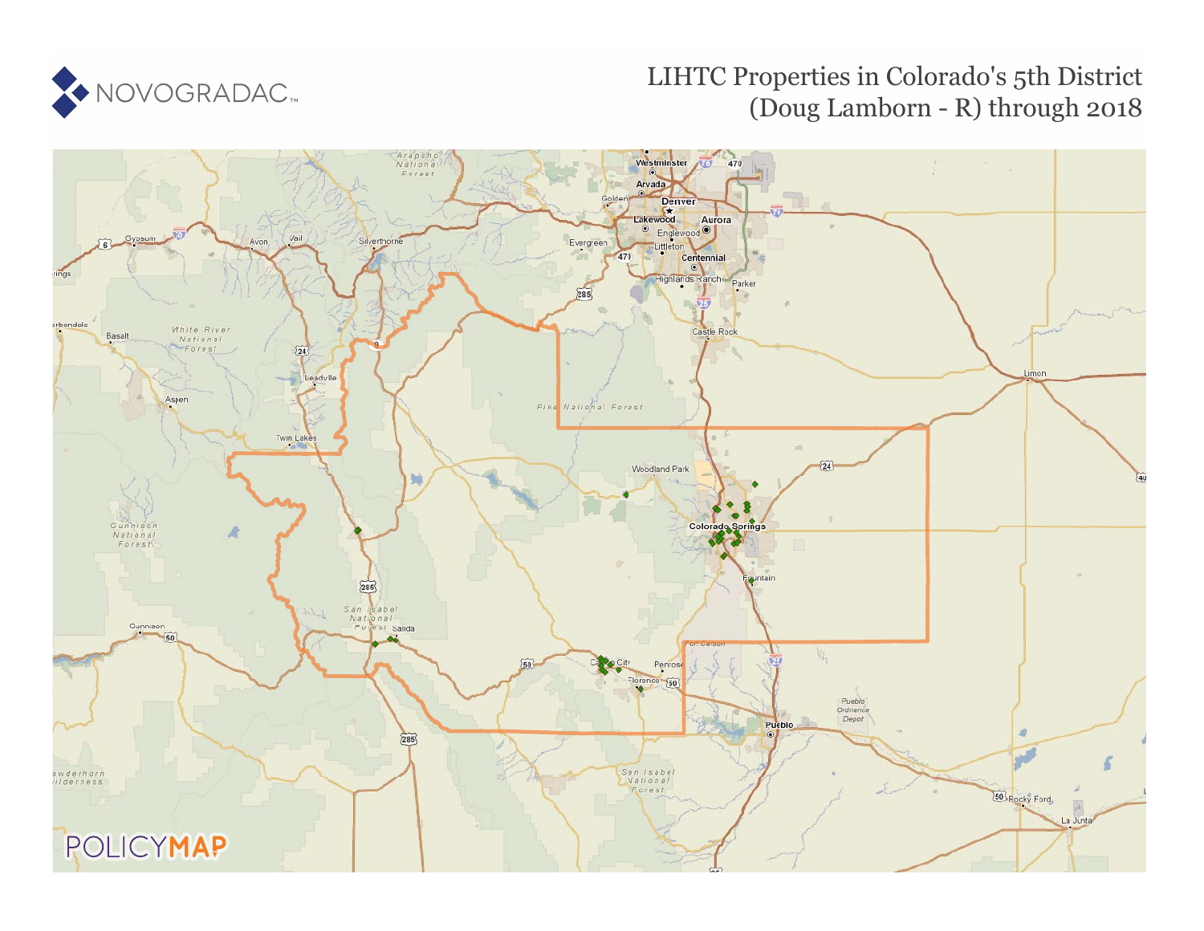# LIHTC Properties in Colorado's 5th District (Doug Lamborn - R) through 2018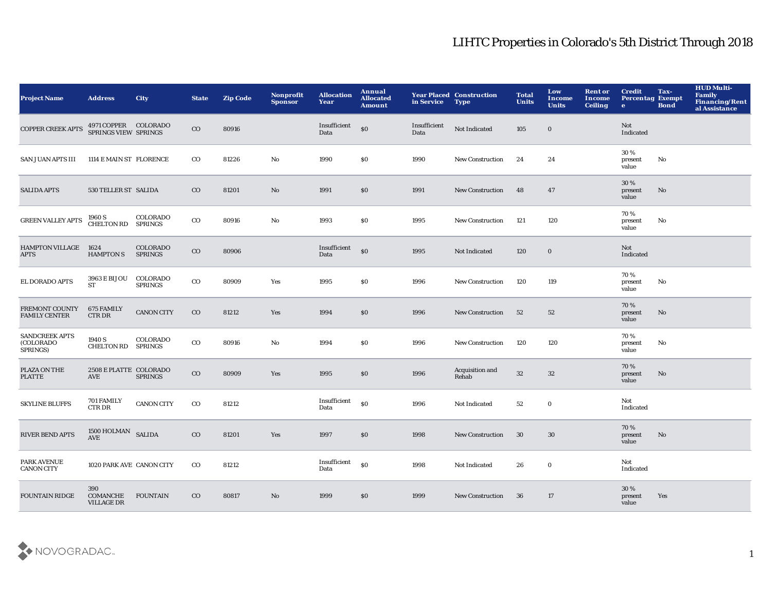# LIHTC Properties in Colorado's 5th District Through 2018

| Project Name | Address | City | State | Zip Code | Nonprofit Sponsor | Allocation Year | Annual Allocated Amount | Year Placed in Service | Construction Type | Total Units | Low Income Units | Rent or Income Ceiling | Credit Percentage | Tax-Exempt Bond | HUD Multi-Family Financing/Rental Assistance |
|---|---|---|---|---|---|---|---|---|---|---|---|---|---|---|---|
| COPPER CREEK APTS | 4971 COPPER SPRINGS VIEW | COLORADO SPRINGS | CO | 80916 | | Insufficient Data | $0 | Insufficient Data | Not Indicated | 105 | 0 | | Not Indicated | | |
| SAN JUAN APTS III | 1114 E MAIN ST | FLORENCE | CO | 81226 | No | 1990 | $0 | 1990 | New Construction | 24 | 24 | | 30 % present value | No | |
| SALIDA APTS | 530 TELLER ST | SALIDA | CO | 81201 | No | 1991 | $0 | 1991 | New Construction | 48 | 47 | | 30 % present value | No | |
| GREEN VALLEY APTS | 1960 S CHELTON RD | COLORADO SPRINGS | CO | 80916 | No | 1993 | $0 | 1995 | New Construction | 121 | 120 | | 70 % present value | No | |
| HAMPTON VILLAGE APTS | 1624 HAMPTON S | COLORADO SPRINGS | CO | 80906 | | Insufficient Data | $0 | 1995 | Not Indicated | 120 | 0 | | Not Indicated | | |
| EL DORADO APTS | 3963 E BIJOU ST | COLORADO SPRINGS | CO | 80909 | Yes | 1995 | $0 | 1996 | New Construction | 120 | 119 | | 70 % present value | No | |
| FREMONT COUNTY FAMILY CENTER | 675 FAMILY CTR DR | CANON CITY | CO | 81212 | Yes | 1994 | $0 | 1996 | New Construction | 52 | 52 | | 70 % present value | No | |
| SANDCREEK APTS (COLORADO SPRINGS) | 1940 S CHELTON RD | COLORADO SPRINGS | CO | 80916 | No | 1994 | $0 | 1996 | New Construction | 120 | 120 | | 70 % present value | No | |
| PLAZA ON THE PLATTE | 2508 E PLATTE AVE | COLORADO SPRINGS | CO | 80909 | Yes | 1995 | $0 | 1996 | Acquisition and Rehab | 32 | 32 | | 70 % present value | No | |
| SKYLINE BLUFFS | 701 FAMILY CTR DR | CANON CITY | CO | 81212 | | Insufficient Data | $0 | 1996 | Not Indicated | 52 | 0 | | Not Indicated | | |
| RIVER BEND APTS | 1500 HOLMAN AVE | SALIDA | CO | 81201 | Yes | 1997 | $0 | 1998 | New Construction | 30 | 30 | | 70 % present value | No | |
| PARK AVENUE CANON CITY | 1020 PARK AVE | CANON CITY | CO | 81212 | | Insufficient Data | $0 | 1998 | Not Indicated | 26 | 0 | | Not Indicated | | |
| FOUNTAIN RIDGE | 390 COMANCHE VILLAGE DR | FOUNTAIN | CO | 80817 | No | 1999 | $0 | 1999 | New Construction | 36 | 17 | | 30 % present value | Yes | |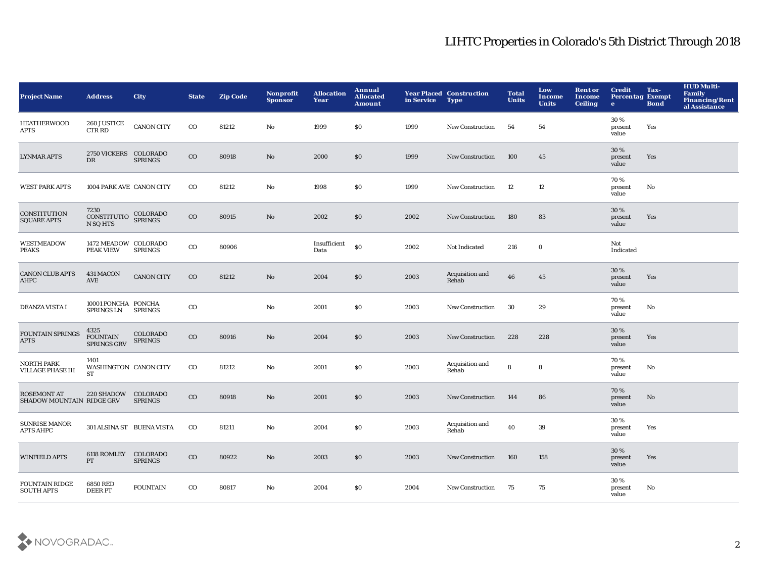# LIHTC Properties in Colorado's 5th District Through 2018

| Project Name | Address | City | State | Zip Code | Nonprofit Sponsor | Allocation Year | Annual Allocated Amount | Year Placed in Service | Construction Type | Total Units | Low Income Units | Rent or Income Ceiling | Credit Percentage | Tax-Exempt Bond | HUD Multi-Family Financing/Rental Assistance |
|---|---|---|---|---|---|---|---|---|---|---|---|---|---|---|---|
| HEATHERWOOD APTS | 260 JUSTICE CTR RD | CANON CITY | CO | 81212 | No | 1999 | $0 | 1999 | New Construction | 54 | 54 | | 30 % present value | Yes | |
| LYNMAR APTS | 2750 VICKERS DR | COLORADO SPRINGS | CO | 80918 | No | 2000 | $0 | 1999 | New Construction | 100 | 45 | | 30 % present value | Yes | |
| WEST PARK APTS | 1004 PARK AVE | CANON CITY | CO | 81212 | No | 1998 | $0 | 1999 | New Construction | 12 | 12 | | 70 % present value | No | |
| CONSTITUTION SQUARE APTS | 7230 CONSTITUTION SQ HTS | COLORADO SPRINGS | CO | 80915 | No | 2002 | $0 | 2002 | New Construction | 180 | 83 | | 30 % present value | Yes | |
| WESTMEADOW PEAKS | 1472 MEADOW PEAK VIEW | COLORADO SPRINGS | CO | 80906 | | Insufficient Data | $0 | 2002 | Not Indicated | 216 | 0 | | Not Indicated | | |
| CANON CLUB APTS AHPC | 431 MACON AVE | CANON CITY | CO | 81212 | No | 2004 | $0 | 2003 | Acquisition and Rehab | 46 | 45 | | 30 % present value | Yes | |
| DEANZA VISTA I | 10001 PONCHA SPRINGS LN | PONCHA SPRINGS | CO | | No | 2001 | $0 | 2003 | New Construction | 30 | 29 | | 70 % present value | No | |
| FOUNTAIN SPRINGS APTS | 4325 FOUNTAIN SPRINGS GRV | COLORADO SPRINGS | CO | 80916 | No | 2004 | $0 | 2003 | New Construction | 228 | 228 | | 30 % present value | Yes | |
| NORTH PARK VILLAGE PHASE III | 1401 WASHINGTON ST | CANON CITY | CO | 81212 | No | 2001 | $0 | 2003 | Acquisition and Rehab | 8 | 8 | | 70 % present value | No | |
| ROSEMONT AT SHADOW MOUNTAIN | 220 SHADOW RIDGE GRV | COLORADO SPRINGS | CO | 80918 | No | 2001 | $0 | 2003 | New Construction | 144 | 86 | | 70 % present value | No | |
| SUNRISE MANOR APTS AHPC | 301 ALSINA ST | BUENA VISTA | CO | 81211 | No | 2004 | $0 | 2003 | Acquisition and Rehab | 40 | 39 | | 30 % present value | Yes | |
| WINFIELD APTS | 6118 ROMLEY PT | COLORADO SPRINGS | CO | 80922 | No | 2003 | $0 | 2003 | New Construction | 160 | 158 | | 30 % present value | Yes | |
| FOUNTAIN RIDGE SOUTH APTS | 6850 RED DEER PT | FOUNTAIN | CO | 80817 | No | 2004 | $0 | 2004 | New Construction | 75 | 75 | | 30 % present value | No | |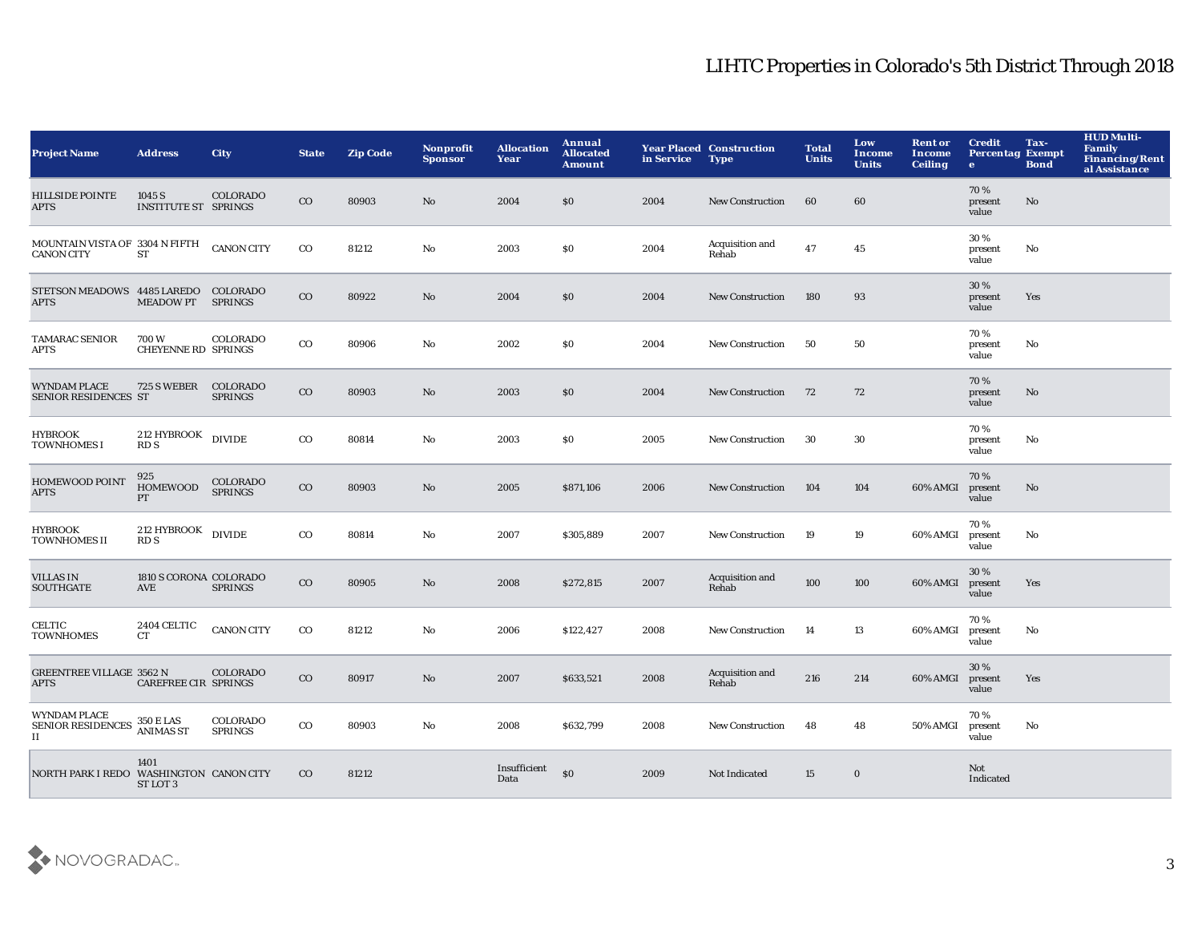# LIHTC Properties in Colorado's 5th District Through 2018

| Project Name | Address | City | State | Zip Code | Nonprofit Sponsor | Allocation Year | Annual Allocated Amount | Year Placed in Service | Construction Type | Total Units | Low Income Units | Rent or Income Ceiling | Credit Percentage | Tax-Exempt Bond | HUD Multi-Family Financing/Rental Assistance |
|---|---|---|---|---|---|---|---|---|---|---|---|---|---|---|---|
| HILLSIDE POINTE APTS | 1045 S INSTITUTE ST | COLORADO SPRINGS | CO | 80903 | No | 2004 | $0 | 2004 | New Construction | 60 | 60 | | 70 % present value | No | |
| MOUNTAIN VISTA OF CANON CITY | 3304 N FIFTH ST | CANON CITY | CO | 81212 | No | 2003 | $0 | 2004 | Acquisition and Rehab | 47 | 45 | | 30 % present value | No | |
| STETSON MEADOWS APTS | 4485 LAREDO MEADOW PT | COLORADO SPRINGS | CO | 80922 | No | 2004 | $0 | 2004 | New Construction | 180 | 93 | | 30 % present value | Yes | |
| TAMARAC SENIOR APTS | 700 W CHEYENNE RD | COLORADO SPRINGS | CO | 80906 | No | 2002 | $0 | 2004 | New Construction | 50 | 50 | | 70 % present value | No | |
| WYNDAM PLACE SENIOR RESIDENCES | 725 S WEBER ST | COLORADO SPRINGS | CO | 80903 | No | 2003 | $0 | 2004 | New Construction | 72 | 72 | | 70 % present value | No | |
| HYBROOK TOWNHOMES I | 212 HYBROOK RD S | DIVIDE | CO | 80814 | No | 2003 | $0 | 2005 | New Construction | 30 | 30 | | 70 % present value | No | |
| HOMEWOOD POINT APTS | 925 HOMEWOOD PT | COLORADO SPRINGS | CO | 80903 | No | 2005 | $871,106 | 2006 | New Construction | 104 | 104 | 60% AMGI | 70 % present value | No | |
| HYBROOK TOWNHOMES II | 212 HYBROOK RD S | DIVIDE | CO | 80814 | No | 2007 | $305,889 | 2007 | New Construction | 19 | 19 | 60% AMGI | 70 % present value | No | |
| VILLAS IN SOUTHGATE | 1810 S CORONA AVE | COLORADO SPRINGS | CO | 80905 | No | 2008 | $272,815 | 2007 | Acquisition and Rehab | 100 | 100 | 60% AMGI | 30 % present value | Yes | |
| CELTIC TOWNHOMES | 2404 CELTIC CT | CANON CITY | CO | 81212 | No | 2006 | $122,427 | 2008 | New Construction | 14 | 13 | 60% AMGI | 70 % present value | No | |
| GREENTREE VILLAGE APTS | 3562 N CAREFREE CIR | COLORADO SPRINGS | CO | 80917 | No | 2007 | $633,521 | 2008 | Acquisition and Rehab | 216 | 214 | 60% AMGI | 30 % present value | Yes | |
| WYNDAM PLACE SENIOR RESIDENCES II | 350 E LAS ANIMAS ST | COLORADO SPRINGS | CO | 80903 | No | 2008 | $632,799 | 2008 | New Construction | 48 | 48 | 50% AMGI | 70 % present value | No | |
| NORTH PARK I REDO | 1401 WASHINGTON ST LOT 3 | CANON CITY | CO | 81212 | | Insufficient Data | $0 | 2009 | Not Indicated | 15 | 0 | | Not Indicated | | |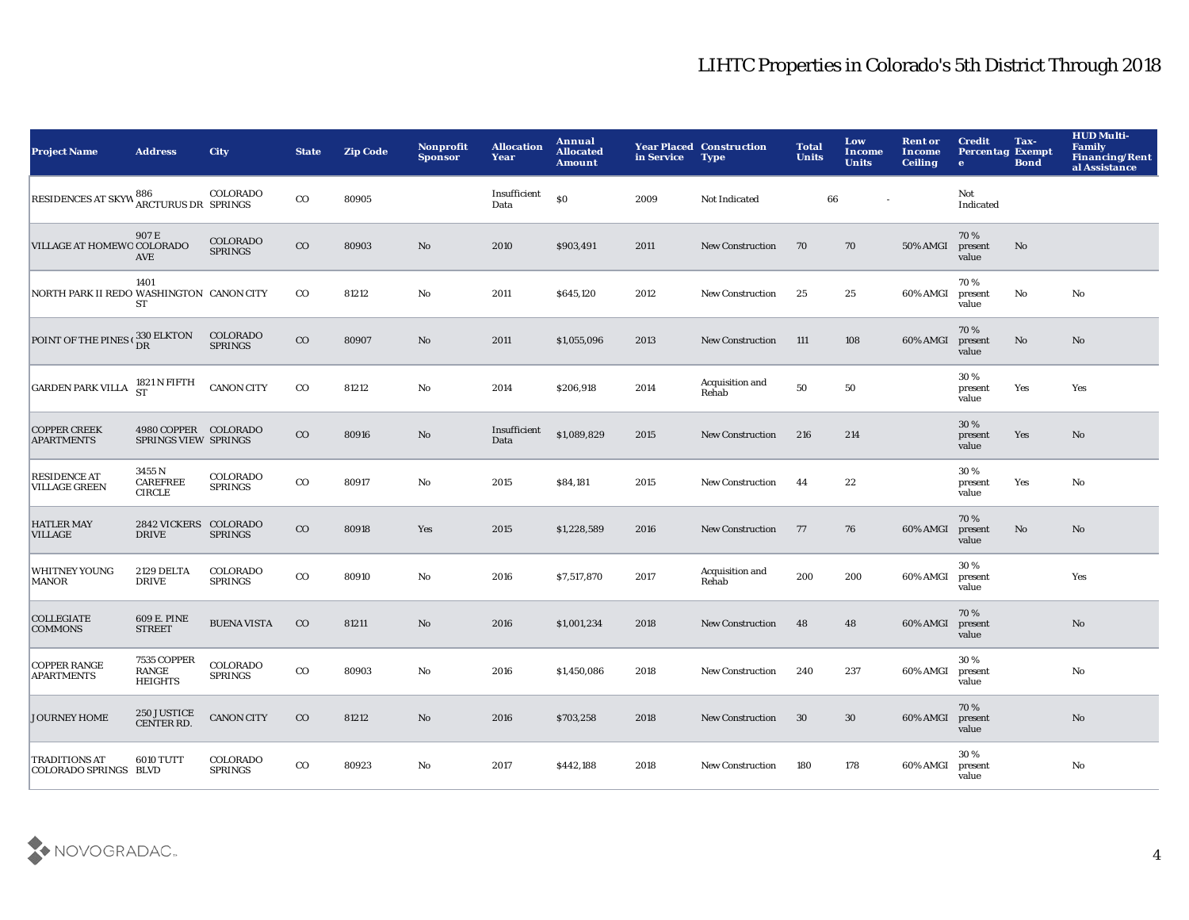| Project Name | Address | City | State | Zip Code | Nonprofit Sponsor | Allocation Year | Annual Allocated Amount | Year Placed in Service | Construction Type | Total Units | Low Income Units | Rent or Income Ceiling | Credit Percentage | Tax-Exempt Bond | HUD Multi-Family Financing/Rental Assistance |
|---|---|---|---|---|---|---|---|---|---|---|---|---|---|---|---|
| RESIDENCES AT SKYW | 886 ARCTURUS DR | COLORADO SPRINGS | CO | 80905 | | Insufficient Data | $0 | 2009 | Not Indicated | 66 | - | | Not Indicated | | |
| VILLAGE AT HOMEWO | 907 E COLORADO AVE | COLORADO SPRINGS | CO | 80903 | No | 2010 | $903,491 | 2011 | New Construction | 70 | 70 | 50% AMGI | 70 % present value | No | |
| NORTH PARK II REDO | 1401 WASHINGTON ST | CANON CITY | CO | 81212 | No | 2011 | $645,120 | 2012 | New Construction | 25 | 25 | 60% AMGI | 70 % present value | No | No |
| POINT OF THE PINES ( | 330 ELKTON DR | COLORADO SPRINGS | CO | 80907 | No | 2011 | $1,055,096 | 2013 | New Construction | 111 | 108 | 60% AMGI | 70 % present value | No | No |
| GARDEN PARK VILLA | 1821 N FIFTH ST | CANON CITY | CO | 81212 | No | 2014 | $206,918 | 2014 | Acquisition and Rehab | 50 | 50 | | 30 % present value | Yes | Yes |
| COPPER CREEK APARTMENTS | 4980 COPPER SPRINGS VIEW | COLORADO SPRINGS | CO | 80916 | No | Insufficient Data | $1,089,829 | 2015 | New Construction | 216 | 214 | | 30 % present value | Yes | No |
| RESIDENCE AT VILLAGE GREEN | 3455 N CAREFREE CIRCLE | COLORADO SPRINGS | CO | 80917 | No | 2015 | $84,181 | 2015 | New Construction | 44 | 22 | | 30 % present value | Yes | No |
| HATLER MAY VILLAGE | 2842 VICKERS DRIVE | COLORADO SPRINGS | CO | 80918 | Yes | 2015 | $1,228,589 | 2016 | New Construction | 77 | 76 | 60% AMGI | 70 % present value | No | No |
| WHITNEY YOUNG MANOR | 2129 DELTA DRIVE | COLORADO SPRINGS | CO | 80910 | No | 2016 | $7,517,870 | 2017 | Acquisition and Rehab | 200 | 200 | 60% AMGI | 30 % present value | | Yes |
| COLLEGIATE COMMONS | 609 E. PINE STREET | BUENA VISTA | CO | 81211 | No | 2016 | $1,001,234 | 2018 | New Construction | 48 | 48 | 60% AMGI | 70 % present value | | No |
| COPPER RANGE APARTMENTS | 7535 COPPER RANGE HEIGHTS | COLORADO SPRINGS | CO | 80903 | No | 2016 | $1,450,086 | 2018 | New Construction | 240 | 237 | 60% AMGI | 30 % present value | | No |
| JOURNEY HOME | 250 JUSTICE CENTER RD. | CANON CITY | CO | 81212 | No | 2016 | $703,258 | 2018 | New Construction | 30 | 30 | 60% AMGI | 70 % present value | | No |
| TRADITIONS AT COLORADO SPRINGS | 6010 TUTT BLVD | COLORADO SPRINGS | CO | 80923 | No | 2017 | $442,188 | 2018 | New Construction | 180 | 178 | 60% AMGI | 30 % present value | | No |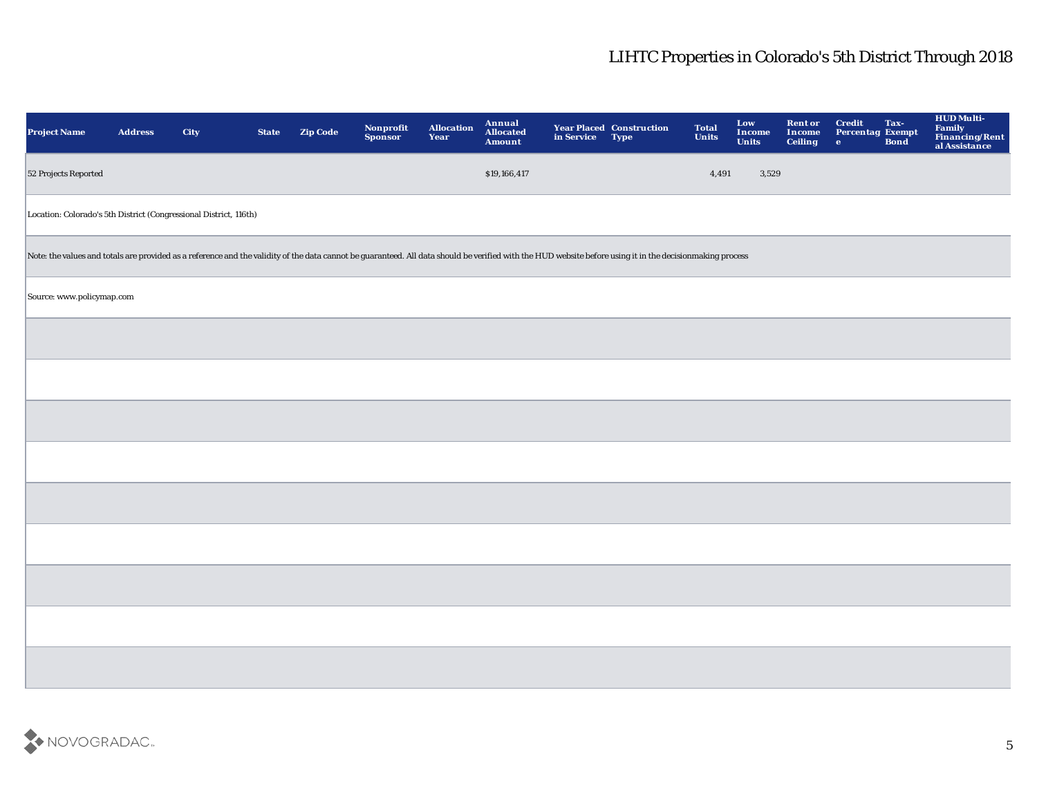# LIHTC Properties in Colorado's 5th District Through 2018

| Project Name | Address | City | State | Zip Code | Nonprofit Sponsor | Allocation Year | Annual Allocated Amount | Year Placed in Service | Construction Type | Total Units | Low Income Units | Rent or Income Ceiling | Credit Percentage | Tax-Exempt Bond | HUD Multi-Family Financing/Rental Assistance |
|---|---|---|---|---|---|---|---|---|---|---|---|---|---|---|---|
| 52 Projects Reported | | | | | | | $19,166,417 | | | 4,491 | 3,529 | | | | |

Location: Colorado's 5th District (Congressional District, 116th)

Note: the values and totals are provided as a reference and the validity of the data cannot be guaranteed. All data should be verified with the HUD website before using it in the decisionmaking process

Source: www.policymap.com